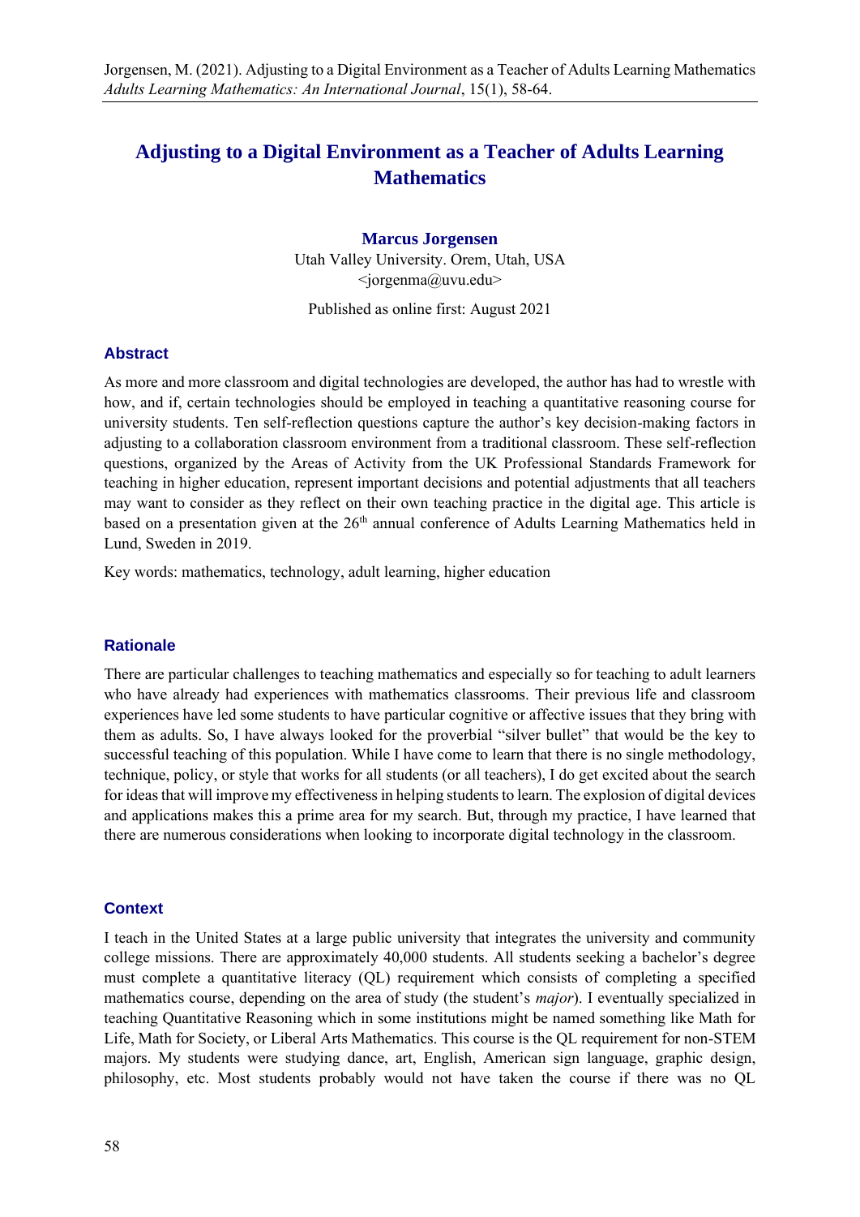# Adjusting to a Digital Environment as a Teacher of Adults Learning Mathematics

**Marcus Jorgensen**
Utah Valley University. Orem, Utah, USA
<jorgenma@uvu.edu>

Published as online first: August 2021

## Abstract

As more and more classroom and digital technologies are developed, the author has had to wrestle with how, and if, certain technologies should be employed in teaching a quantitative reasoning course for university students. Ten self-reflection questions capture the author's key decision-making factors in adjusting to a collaboration classroom environment from a traditional classroom. These self-reflection questions, organized by the Areas of Activity from the UK Professional Standards Framework for teaching in higher education, represent important decisions and potential adjustments that all teachers may want to consider as they reflect on their own teaching practice in the digital age. This article is based on a presentation given at the 26th annual conference of Adults Learning Mathematics held in Lund, Sweden in 2019.

Key words: mathematics, technology, adult learning, higher education

## Rationale

There are particular challenges to teaching mathematics and especially so for teaching to adult learners who have already had experiences with mathematics classrooms. Their previous life and classroom experiences have led some students to have particular cognitive or affective issues that they bring with them as adults. So, I have always looked for the proverbial "silver bullet" that would be the key to successful teaching of this population. While I have come to learn that there is no single methodology, technique, policy, or style that works for all students (or all teachers), I do get excited about the search for ideas that will improve my effectiveness in helping students to learn. The explosion of digital devices and applications makes this a prime area for my search. But, through my practice, I have learned that there are numerous considerations when looking to incorporate digital technology in the classroom.

## Context

I teach in the United States at a large public university that integrates the university and community college missions. There are approximately 40,000 students. All students seeking a bachelor's degree must complete a quantitative literacy (QL) requirement which consists of completing a specified mathematics course, depending on the area of study (the student's *major*). I eventually specialized in teaching Quantitative Reasoning which in some institutions might be named something like Math for Life, Math for Society, or Liberal Arts Mathematics. This course is the QL requirement for non-STEM majors. My students were studying dance, art, English, American sign language, graphic design, philosophy, etc. Most students probably would not have taken the course if there was no QL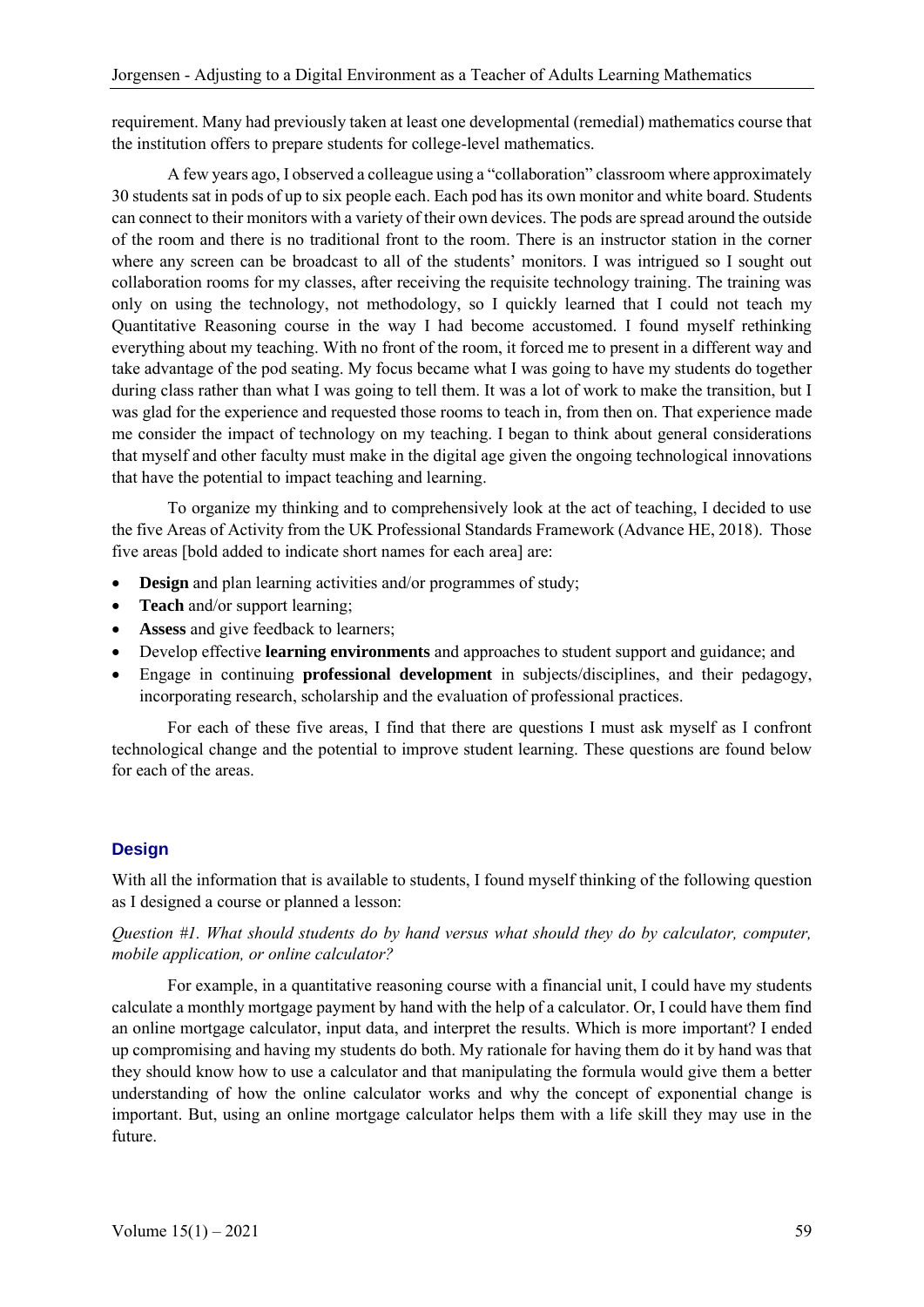requirement. Many had previously taken at least one developmental (remedial) mathematics course that the institution offers to prepare students for college-level mathematics.

A few years ago, I observed a colleague using a "collaboration" classroom where approximately 30 students sat in pods of up to six people each. Each pod has its own monitor and white board. Students can connect to their monitors with a variety of their own devices. The pods are spread around the outside of the room and there is no traditional front to the room. There is an instructor station in the corner where any screen can be broadcast to all of the students' monitors. I was intrigued so I sought out collaboration rooms for my classes, after receiving the requisite technology training. The training was only on using the technology, not methodology, so I quickly learned that I could not teach my Quantitative Reasoning course in the way I had become accustomed. I found myself rethinking everything about my teaching. With no front of the room, it forced me to present in a different way and take advantage of the pod seating. My focus became what I was going to have my students do together during class rather than what I was going to tell them. It was a lot of work to make the transition, but I was glad for the experience and requested those rooms to teach in, from then on. That experience made me consider the impact of technology on my teaching. I began to think about general considerations that myself and other faculty must make in the digital age given the ongoing technological innovations that have the potential to impact teaching and learning.

To organize my thinking and to comprehensively look at the act of teaching, I decided to use the five Areas of Activity from the UK Professional Standards Framework (Advance HE, 2018). Those five areas [bold added to indicate short names for each area] are:

- **Design** and plan learning activities and/or programmes of study;
- **Teach** and/or support learning;
- **Assess** and give feedback to learners;
- Develop effective **learning environments** and approaches to student support and guidance; and
- Engage in continuing **professional development** in subjects/disciplines, and their pedagogy, incorporating research, scholarship and the evaluation of professional practices.

For each of these five areas, I find that there are questions I must ask myself as I confront technological change and the potential to improve student learning. These questions are found below for each of the areas.

## Design

With all the information that is available to students, I found myself thinking of the following question as I designed a course or planned a lesson:

*Question #1. What should students do by hand versus what should they do by calculator, computer, mobile application, or online calculator?*

For example, in a quantitative reasoning course with a financial unit, I could have my students calculate a monthly mortgage payment by hand with the help of a calculator. Or, I could have them find an online mortgage calculator, input data, and interpret the results. Which is more important? I ended up compromising and having my students do both. My rationale for having them do it by hand was that they should know how to use a calculator and that manipulating the formula would give them a better understanding of how the online calculator works and why the concept of exponential change is important. But, using an online mortgage calculator helps them with a life skill they may use in the future.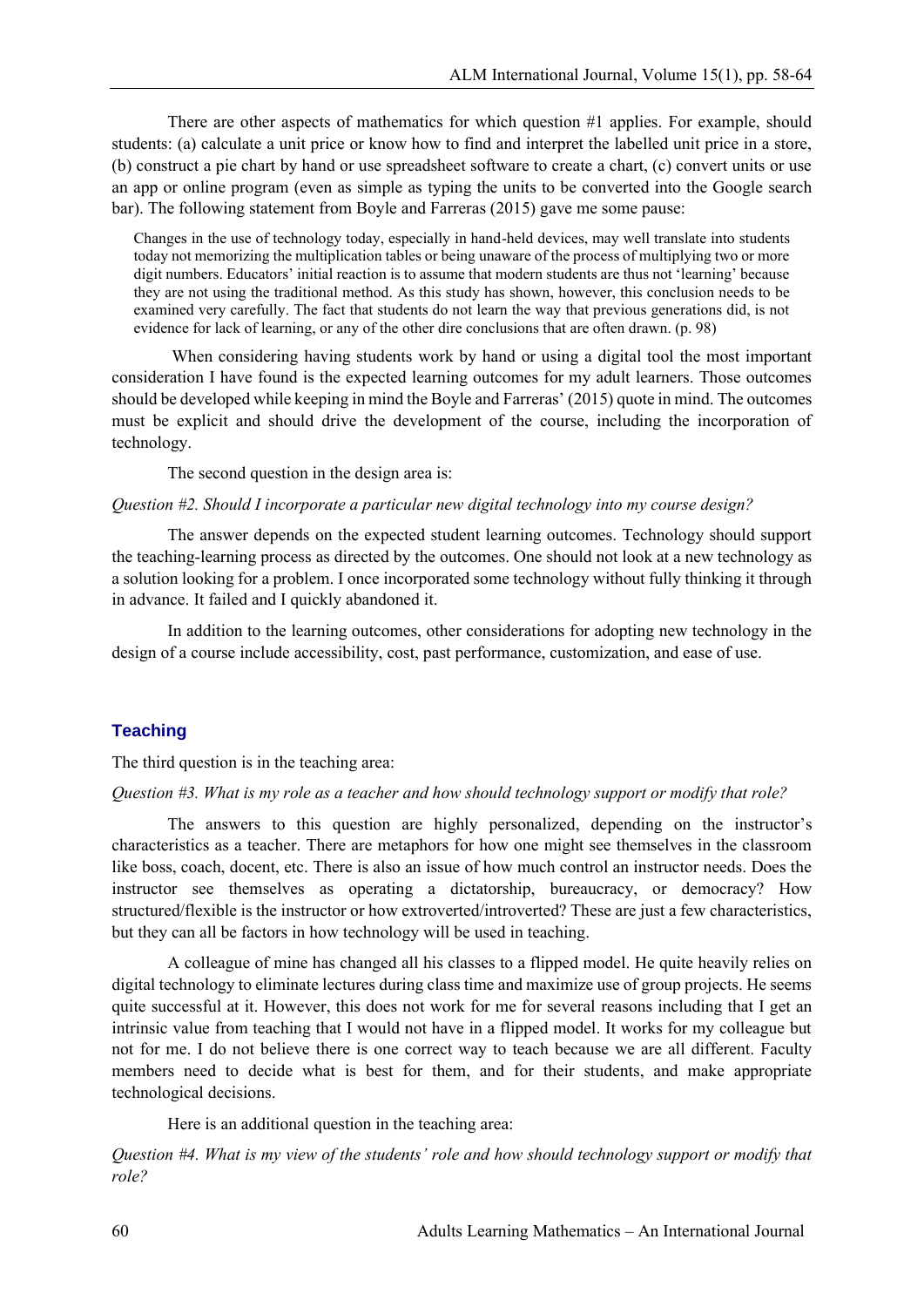There are other aspects of mathematics for which question #1 applies. For example, should students: (a) calculate a unit price or know how to find and interpret the labelled unit price in a store, (b) construct a pie chart by hand or use spreadsheet software to create a chart, (c) convert units or use an app or online program (even as simple as typing the units to be converted into the Google search bar). The following statement from Boyle and Farreras (2015) gave me some pause:

> Changes in the use of technology today, especially in hand-held devices, may well translate into students today not memorizing the multiplication tables or being unaware of the process of multiplying two or more digit numbers. Educators' initial reaction is to assume that modern students are thus not 'learning' because they are not using the traditional method. As this study has shown, however, this conclusion needs to be examined very carefully. The fact that students do not learn the way that previous generations did, is not evidence for lack of learning, or any of the other dire conclusions that are often drawn. (p. 98)

When considering having students work by hand or using a digital tool the most important consideration I have found is the expected learning outcomes for my adult learners. Those outcomes should be developed while keeping in mind the Boyle and Farreras' (2015) quote in mind. The outcomes must be explicit and should drive the development of the course, including the incorporation of technology.

The second question in the design area is:

*Question #2. Should I incorporate a particular new digital technology into my course design?*

The answer depends on the expected student learning outcomes. Technology should support the teaching-learning process as directed by the outcomes. One should not look at a new technology as a solution looking for a problem. I once incorporated some technology without fully thinking it through in advance. It failed and I quickly abandoned it.

In addition to the learning outcomes, other considerations for adopting new technology in the design of a course include accessibility, cost, past performance, customization, and ease of use.

## Teaching

The third question is in the teaching area:

*Question #3. What is my role as a teacher and how should technology support or modify that role?*

The answers to this question are highly personalized, depending on the instructor's characteristics as a teacher. There are metaphors for how one might see themselves in the classroom like boss, coach, docent, etc. There is also an issue of how much control an instructor needs. Does the instructor see themselves as operating a dictatorship, bureaucracy, or democracy? How structured/flexible is the instructor or how extroverted/introverted? These are just a few characteristics, but they can all be factors in how technology will be used in teaching.

A colleague of mine has changed all his classes to a flipped model. He quite heavily relies on digital technology to eliminate lectures during class time and maximize use of group projects. He seems quite successful at it. However, this does not work for me for several reasons including that I get an intrinsic value from teaching that I would not have in a flipped model. It works for my colleague but not for me. I do not believe there is one correct way to teach because we are all different. Faculty members need to decide what is best for them, and for their students, and make appropriate technological decisions.

Here is an additional question in the teaching area:

*Question #4. What is my view of the students' role and how should technology support or modify that role?*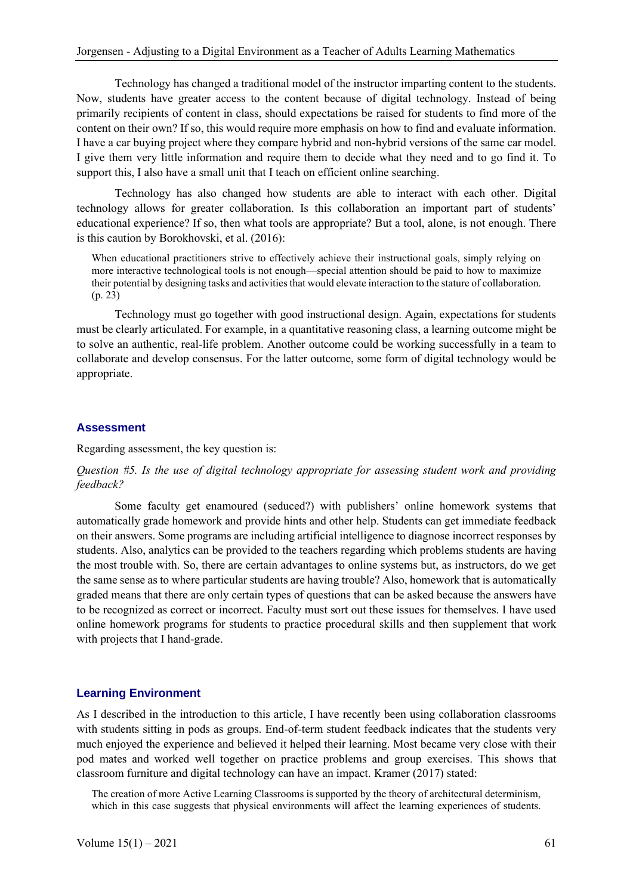Technology has changed a traditional model of the instructor imparting content to the students. Now, students have greater access to the content because of digital technology. Instead of being primarily recipients of content in class, should expectations be raised for students to find more of the content on their own? If so, this would require more emphasis on how to find and evaluate information. I have a car buying project where they compare hybrid and non-hybrid versions of the same car model. I give them very little information and require them to decide what they need and to go find it. To support this, I also have a small unit that I teach on efficient online searching.

Technology has also changed how students are able to interact with each other. Digital technology allows for greater collaboration. Is this collaboration an important part of students' educational experience? If so, then what tools are appropriate? But a tool, alone, is not enough. There is this caution by Borokhovski, et al. (2016):

> When educational practitioners strive to effectively achieve their instructional goals, simply relying on more interactive technological tools is not enough—special attention should be paid to how to maximize their potential by designing tasks and activities that would elevate interaction to the stature of collaboration. (p. 23)

Technology must go together with good instructional design. Again, expectations for students must be clearly articulated. For example, in a quantitative reasoning class, a learning outcome might be to solve an authentic, real-life problem. Another outcome could be working successfully in a team to collaborate and develop consensus. For the latter outcome, some form of digital technology would be appropriate.

## Assessment

Regarding assessment, the key question is:

*Question #5. Is the use of digital technology appropriate for assessing student work and providing feedback?*

Some faculty get enamoured (seduced?) with publishers' online homework systems that automatically grade homework and provide hints and other help. Students can get immediate feedback on their answers. Some programs are including artificial intelligence to diagnose incorrect responses by students. Also, analytics can be provided to the teachers regarding which problems students are having the most trouble with. So, there are certain advantages to online systems but, as instructors, do we get the same sense as to where particular students are having trouble? Also, homework that is automatically graded means that there are only certain types of questions that can be asked because the answers have to be recognized as correct or incorrect. Faculty must sort out these issues for themselves. I have used online homework programs for students to practice procedural skills and then supplement that work with projects that I hand-grade.

## Learning Environment

As I described in the introduction to this article, I have recently been using collaboration classrooms with students sitting in pods as groups. End-of-term student feedback indicates that the students very much enjoyed the experience and believed it helped their learning. Most became very close with their pod mates and worked well together on practice problems and group exercises. This shows that classroom furniture and digital technology can have an impact. Kramer (2017) stated:

> The creation of more Active Learning Classrooms is supported by the theory of architectural determinism, which in this case suggests that physical environments will affect the learning experiences of students.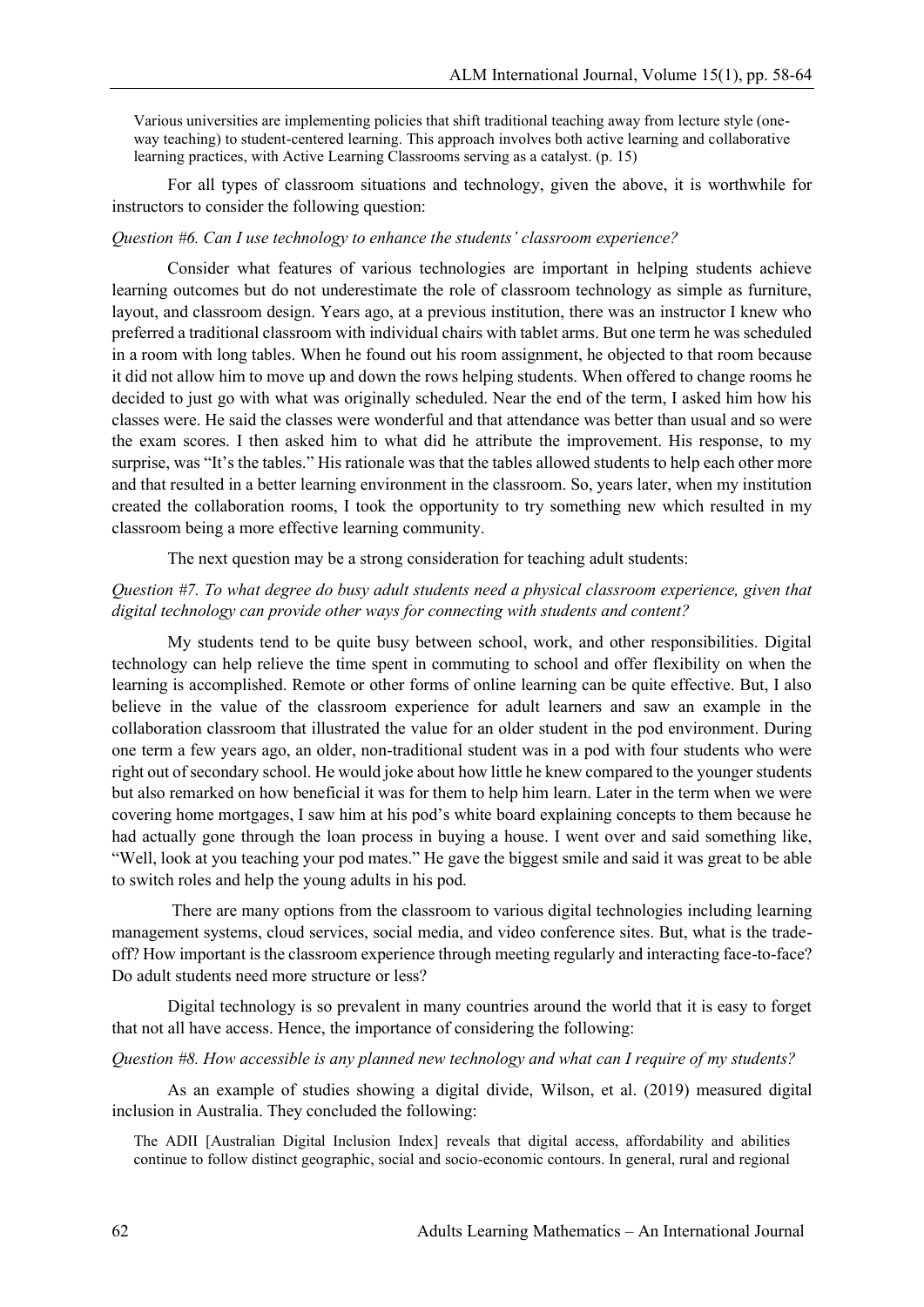> Various universities are implementing policies that shift traditional teaching away from lecture style (one-way teaching) to student-centered learning. This approach involves both active learning and collaborative learning practices, with Active Learning Classrooms serving as a catalyst. (p. 15)

For all types of classroom situations and technology, given the above, it is worthwhile for instructors to consider the following question:

*Question #6. Can I use technology to enhance the students' classroom experience?*

Consider what features of various technologies are important in helping students achieve learning outcomes but do not underestimate the role of classroom technology as simple as furniture, layout, and classroom design. Years ago, at a previous institution, there was an instructor I knew who preferred a traditional classroom with individual chairs with tablet arms. But one term he was scheduled in a room with long tables. When he found out his room assignment, he objected to that room because it did not allow him to move up and down the rows helping students. When offered to change rooms he decided to just go with what was originally scheduled. Near the end of the term, I asked him how his classes were. He said the classes were wonderful and that attendance was better than usual and so were the exam scores. I then asked him to what did he attribute the improvement. His response, to my surprise, was "It's the tables." His rationale was that the tables allowed students to help each other more and that resulted in a better learning environment in the classroom. So, years later, when my institution created the collaboration rooms, I took the opportunity to try something new which resulted in my classroom being a more effective learning community.

The next question may be a strong consideration for teaching adult students:

*Question #7. To what degree do busy adult students need a physical classroom experience, given that digital technology can provide other ways for connecting with students and content?*

My students tend to be quite busy between school, work, and other responsibilities. Digital technology can help relieve the time spent in commuting to school and offer flexibility on when the learning is accomplished. Remote or other forms of online learning can be quite effective. But, I also believe in the value of the classroom experience for adult learners and saw an example in the collaboration classroom that illustrated the value for an older student in the pod environment. During one term a few years ago, an older, non-traditional student was in a pod with four students who were right out of secondary school. He would joke about how little he knew compared to the younger students but also remarked on how beneficial it was for them to help him learn. Later in the term when we were covering home mortgages, I saw him at his pod's white board explaining concepts to them because he had actually gone through the loan process in buying a house. I went over and said something like, "Well, look at you teaching your pod mates." He gave the biggest smile and said it was great to be able to switch roles and help the young adults in his pod.

There are many options from the classroom to various digital technologies including learning management systems, cloud services, social media, and video conference sites. But, what is the trade-off? How important is the classroom experience through meeting regularly and interacting face-to-face? Do adult students need more structure or less?

Digital technology is so prevalent in many countries around the world that it is easy to forget that not all have access. Hence, the importance of considering the following:

*Question #8. How accessible is any planned new technology and what can I require of my students?*

As an example of studies showing a digital divide, Wilson, et al. (2019) measured digital inclusion in Australia. They concluded the following:

> The ADII [Australian Digital Inclusion Index] reveals that digital access, affordability and abilities continue to follow distinct geographic, social and socio-economic contours. In general, rural and regional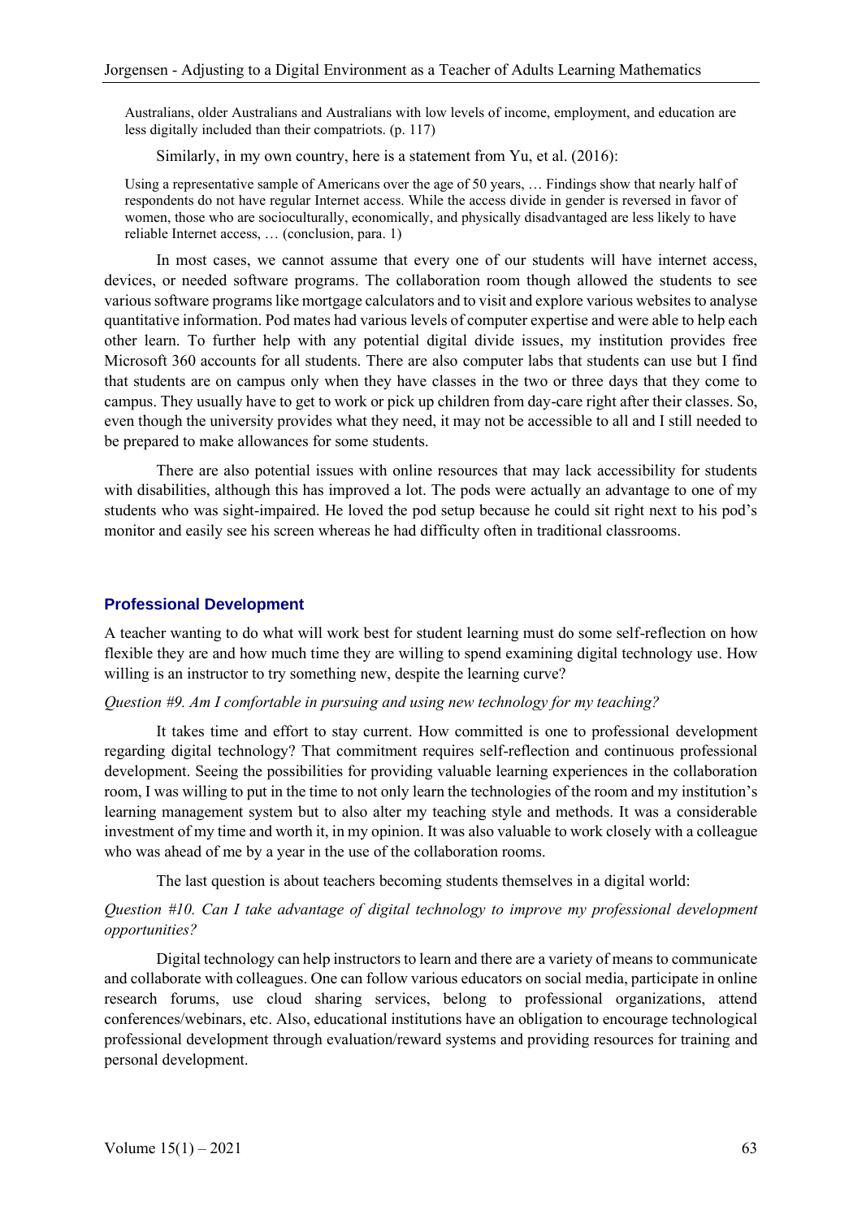> Australians, older Australians and Australians with low levels of income, employment, and education are less digitally included than their compatriots. (p. 117)

Similarly, in my own country, here is a statement from Yu, et al. (2016):

> Using a representative sample of Americans over the age of 50 years, … Findings show that nearly half of respondents do not have regular Internet access. While the access divide in gender is reversed in favor of women, those who are socioculturally, economically, and physically disadvantaged are less likely to have reliable Internet access, … (conclusion, para. 1)

In most cases, we cannot assume that every one of our students will have internet access, devices, or needed software programs. The collaboration room though allowed the students to see various software programs like mortgage calculators and to visit and explore various websites to analyse quantitative information. Pod mates had various levels of computer expertise and were able to help each other learn. To further help with any potential digital divide issues, my institution provides free Microsoft 360 accounts for all students. There are also computer labs that students can use but I find that students are on campus only when they have classes in the two or three days that they come to campus. They usually have to get to work or pick up children from day-care right after their classes. So, even though the university provides what they need, it may not be accessible to all and I still needed to be prepared to make allowances for some students.

There are also potential issues with online resources that may lack accessibility for students with disabilities, although this has improved a lot. The pods were actually an advantage to one of my students who was sight-impaired. He loved the pod setup because he could sit right next to his pod's monitor and easily see his screen whereas he had difficulty often in traditional classrooms.

## Professional Development

A teacher wanting to do what will work best for student learning must do some self-reflection on how flexible they are and how much time they are willing to spend examining digital technology use. How willing is an instructor to try something new, despite the learning curve?

*Question #9. Am I comfortable in pursuing and using new technology for my teaching?*

It takes time and effort to stay current. How committed is one to professional development regarding digital technology? That commitment requires self-reflection and continuous professional development. Seeing the possibilities for providing valuable learning experiences in the collaboration room, I was willing to put in the time to not only learn the technologies of the room and my institution's learning management system but to also alter my teaching style and methods. It was a considerable investment of my time and worth it, in my opinion. It was also valuable to work closely with a colleague who was ahead of me by a year in the use of the collaboration rooms.

The last question is about teachers becoming students themselves in a digital world:

*Question #10. Can I take advantage of digital technology to improve my professional development opportunities?*

Digital technology can help instructors to learn and there are a variety of means to communicate and collaborate with colleagues. One can follow various educators on social media, participate in online research forums, use cloud sharing services, belong to professional organizations, attend conferences/webinars, etc. Also, educational institutions have an obligation to encourage technological professional development through evaluation/reward systems and providing resources for training and personal development.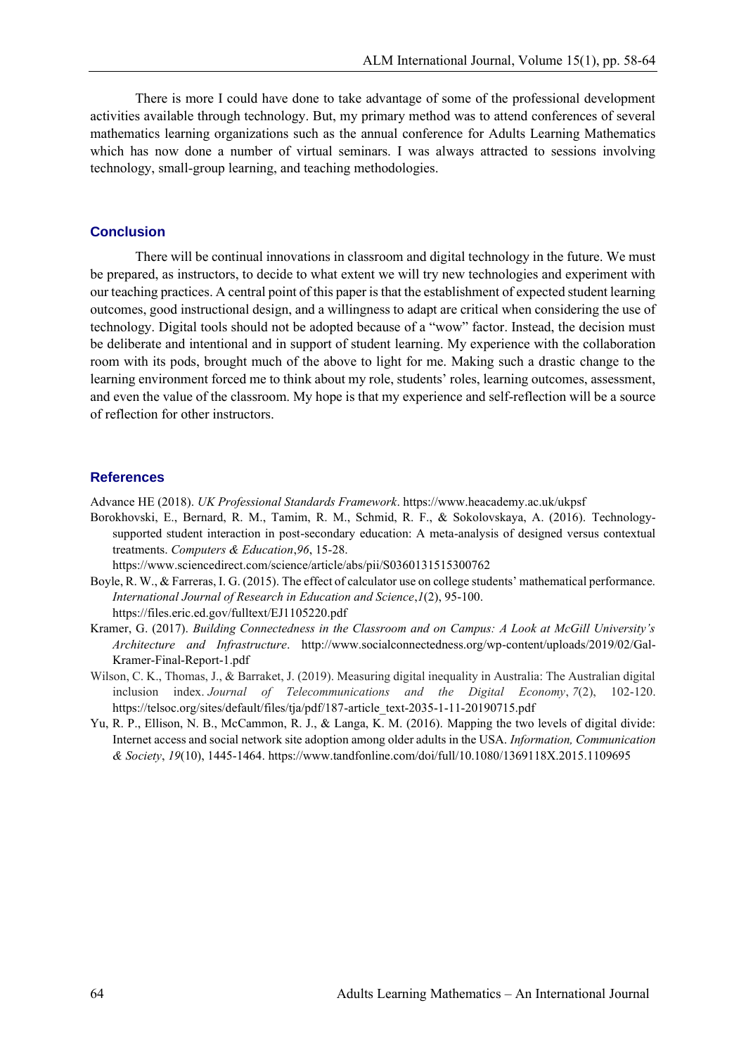There is more I could have done to take advantage of some of the professional development activities available through technology. But, my primary method was to attend conferences of several mathematics learning organizations such as the annual conference for Adults Learning Mathematics which has now done a number of virtual seminars. I was always attracted to sessions involving technology, small-group learning, and teaching methodologies.

## Conclusion

There will be continual innovations in classroom and digital technology in the future. We must be prepared, as instructors, to decide to what extent we will try new technologies and experiment with our teaching practices. A central point of this paper is that the establishment of expected student learning outcomes, good instructional design, and a willingness to adapt are critical when considering the use of technology. Digital tools should not be adopted because of a "wow" factor. Instead, the decision must be deliberate and intentional and in support of student learning. My experience with the collaboration room with its pods, brought much of the above to light for me. Making such a drastic change to the learning environment forced me to think about my role, students' roles, learning outcomes, assessment, and even the value of the classroom. My hope is that my experience and self-reflection will be a source of reflection for other instructors.

## References

Advance HE (2018). *UK Professional Standards Framework*. https://www.heacademy.ac.uk/ukpsf

Borokhovski, E., Bernard, R. M., Tamim, R. M., Schmid, R. F., & Sokolovskaya, A. (2016). Technology-supported student interaction in post-secondary education: A meta-analysis of designed versus contextual treatments. *Computers & Education*,*96*, 15-28. https://www.sciencedirect.com/science/article/abs/pii/S0360131515300762

Boyle, R. W., & Farreras, I. G. (2015). The effect of calculator use on college students' mathematical performance. *International Journal of Research in Education and Science*,*1*(2), 95-100. https://files.eric.ed.gov/fulltext/EJ1105220.pdf

Kramer, G. (2017). *Building Connectedness in the Classroom and on Campus: A Look at McGill University's Architecture and Infrastructure*. http://www.socialconnectedness.org/wp-content/uploads/2019/02/Gal-Kramer-Final-Report-1.pdf

Wilson, C. K., Thomas, J., & Barraket, J. (2019). Measuring digital inequality in Australia: The Australian digital inclusion index. *Journal of Telecommunications and the Digital Economy*, *7*(2), 102-120. https://telsoc.org/sites/default/files/tja/pdf/187-article_text-2035-1-11-20190715.pdf

Yu, R. P., Ellison, N. B., McCammon, R. J., & Langa, K. M. (2016). Mapping the two levels of digital divide: Internet access and social network site adoption among older adults in the USA. *Information, Communication & Society*, *19*(10), 1445-1464. https://www.tandfonline.com/doi/full/10.1080/1369118X.2015.1109695